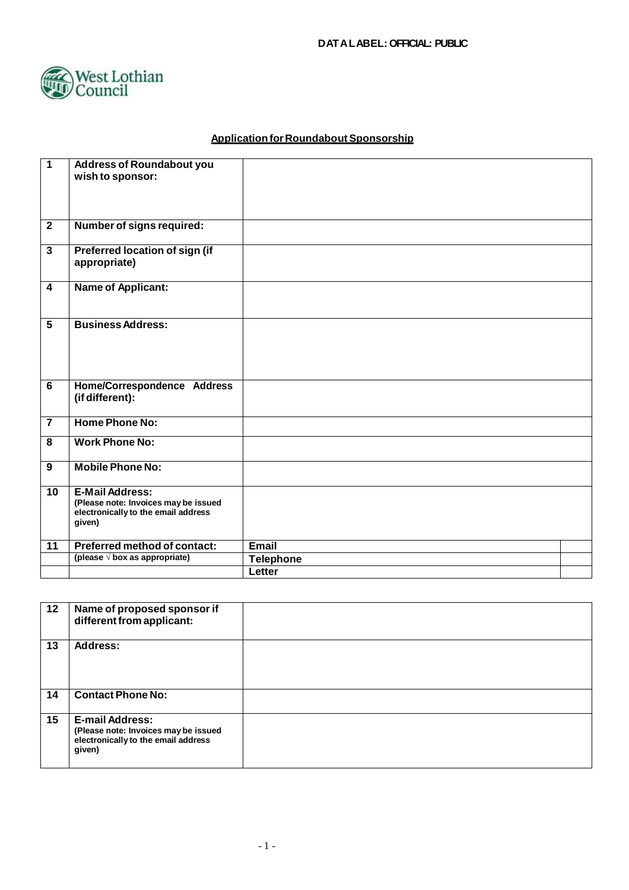DATA LABEL: OFFICIAL: PUBLIC

West Lothian Council

## Application for Roundabout Sponsorship

| | | | |
|---|---|---|---|
| 1 | **Address of Roundabout you wish to sponsor:** | | |
| 2 | **Number of signs required:** | | |
| 3 | **Preferred location of sign (if appropriate)** | | |
| 4 | **Name of Applicant:** | | |
| 5 | **Business Address:** | | |
| 6 | **Home/Correspondence Address (if different):** | | |
| 7 | **Home Phone No:** | | |
| 8 | **Work Phone No:** | | |
| 9 | **Mobile Phone No:** | | |
| 10 | **E-Mail Address:** (Please note: Invoices may be issued electronically to the email address given) | | |
| 11 | **Preferred method of contact:** | **Email** | |
| | (please √ box as appropriate) | **Telephone** | |
| | | **Letter** | |

| | | |
|---|---|---|
| 12 | **Name of proposed sponsor if different from applicant:** | |
| 13 | **Address:** | |
| 14 | **Contact Phone No:** | |
| 15 | **E-mail Address:** (Please note: Invoices may be issued electronically to the email address given) | |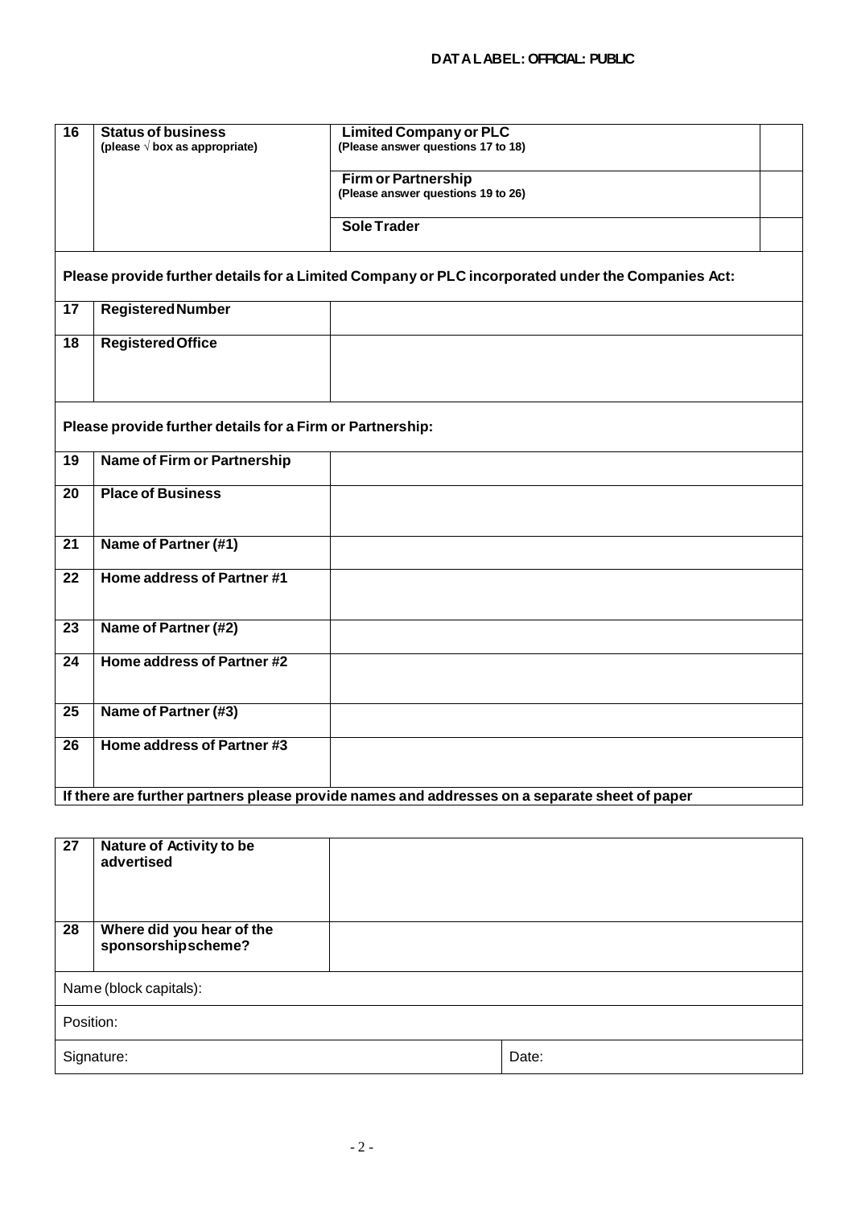DATA LABEL: OFFICIAL: PUBLIC

| 16 | **Status of business** (please √ box as appropriate) | **Limited Company or PLC** (Please answer questions 17 to 18) | |
|---|---|---|---|
| | | **Firm or Partnership** (Please answer questions 19 to 26) | |
| | | **Sole Trader** | |

**Please provide further details for a Limited Company or PLC incorporated under the Companies Act:**

| | | |
|---|---|---|
| 17 | **Registered Number** | |
| 18 | **Registered Office** | |

**Please provide further details for a Firm or Partnership:**

| | | |
|---|---|---|
| 19 | **Name of Firm or Partnership** | |
| 20 | **Place of Business** | |
| 21 | **Name of Partner (#1)** | |
| 22 | **Home address of Partner #1** | |
| 23 | **Name of Partner (#2)** | |
| 24 | **Home address of Partner #2** | |
| 25 | **Name of Partner (#3)** | |
| 26 | **Home address of Partner #3** | |

**If there are further partners please provide names and addresses on a separate sheet of paper**

| | | |
|---|---|---|
| 27 | **Nature of Activity to be advertised** | |
| 28 | **Where did you hear of the sponsorship scheme?** | |

| | |
|---|---|
| Name (block capitals): | |
| Position: | |
| Signature: | Date: |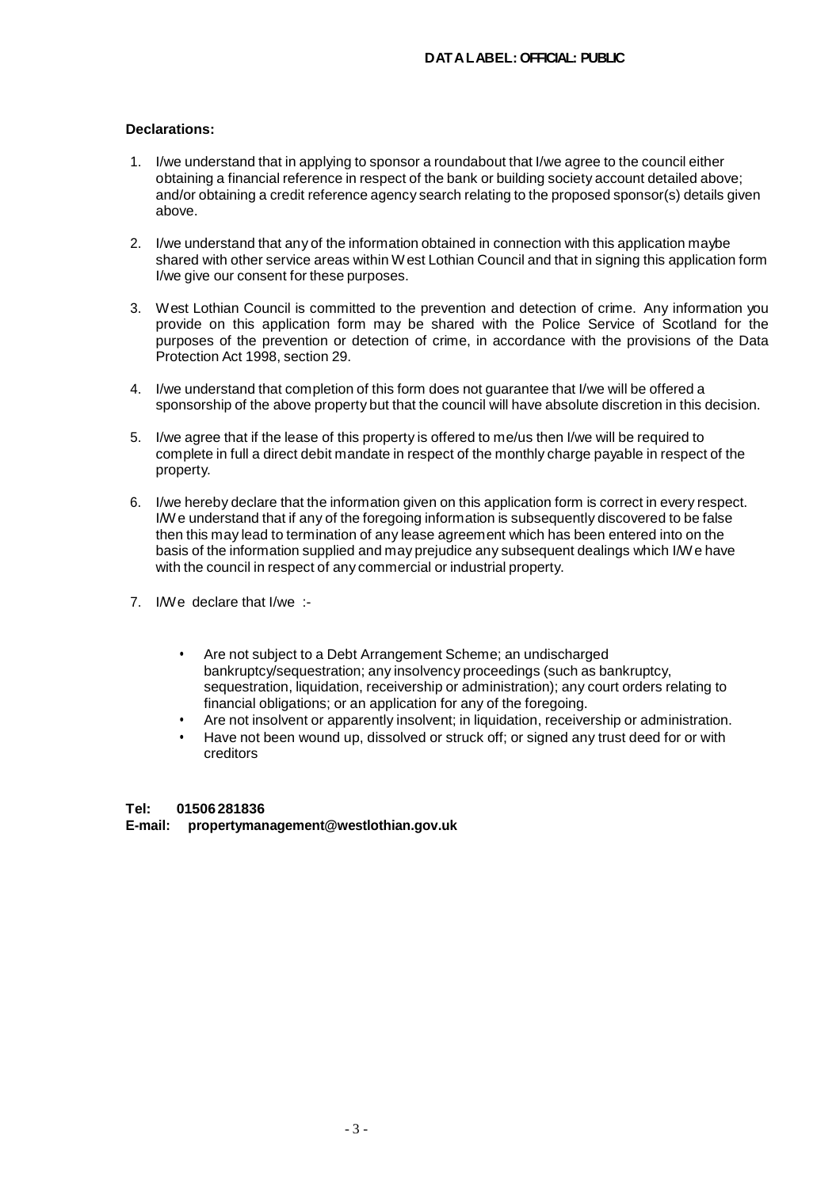**DATA LABEL: OFFICIAL: PUBLIC**

**Declarations:**

1. I/we understand that in applying to sponsor a roundabout that I/we agree to the council either obtaining a financial reference in respect of the bank or building society account detailed above; and/or obtaining a credit reference agency search relating to the proposed sponsor(s) details given above.

2. I/we understand that any of the information obtained in connection with this application maybe shared with other service areas within West Lothian Council and that in signing this application form I/we give our consent for these purposes.

3. West Lothian Council is committed to the prevention and detection of crime. Any information you provide on this application form may be shared with the Police Service of Scotland for the purposes of the prevention or detection of crime, in accordance with the provisions of the Data Protection Act 1998, section 29.

4. I/we understand that completion of this form does not guarantee that I/we will be offered a sponsorship of the above property but that the council will have absolute discretion in this decision.

5. I/we agree that if the lease of this property is offered to me/us then I/we will be required to complete in full a direct debit mandate in respect of the monthly charge payable in respect of the property.

6. I/we hereby declare that the information given on this application form is correct in every respect. I/We understand that if any of the foregoing information is subsequently discovered to be false then this may lead to termination of any lease agreement which has been entered into on the basis of the information supplied and may prejudice any subsequent dealings which I/We have with the council in respect of any commercial or industrial property.

7. I/We declare that I/we :-

   - Are not subject to a Debt Arrangement Scheme; an undischarged bankruptcy/sequestration; any insolvency proceedings (such as bankruptcy, sequestration, liquidation, receivership or administration); any court orders relating to financial obligations; or an application for any of the foregoing.
   - Are not insolvent or apparently insolvent; in liquidation, receivership or administration.
   - Have not been wound up, dissolved or struck off; or signed any trust deed for or with creditors

**Tel: 01506 281836**
**E-mail: propertymanagement@westlothian.gov.uk**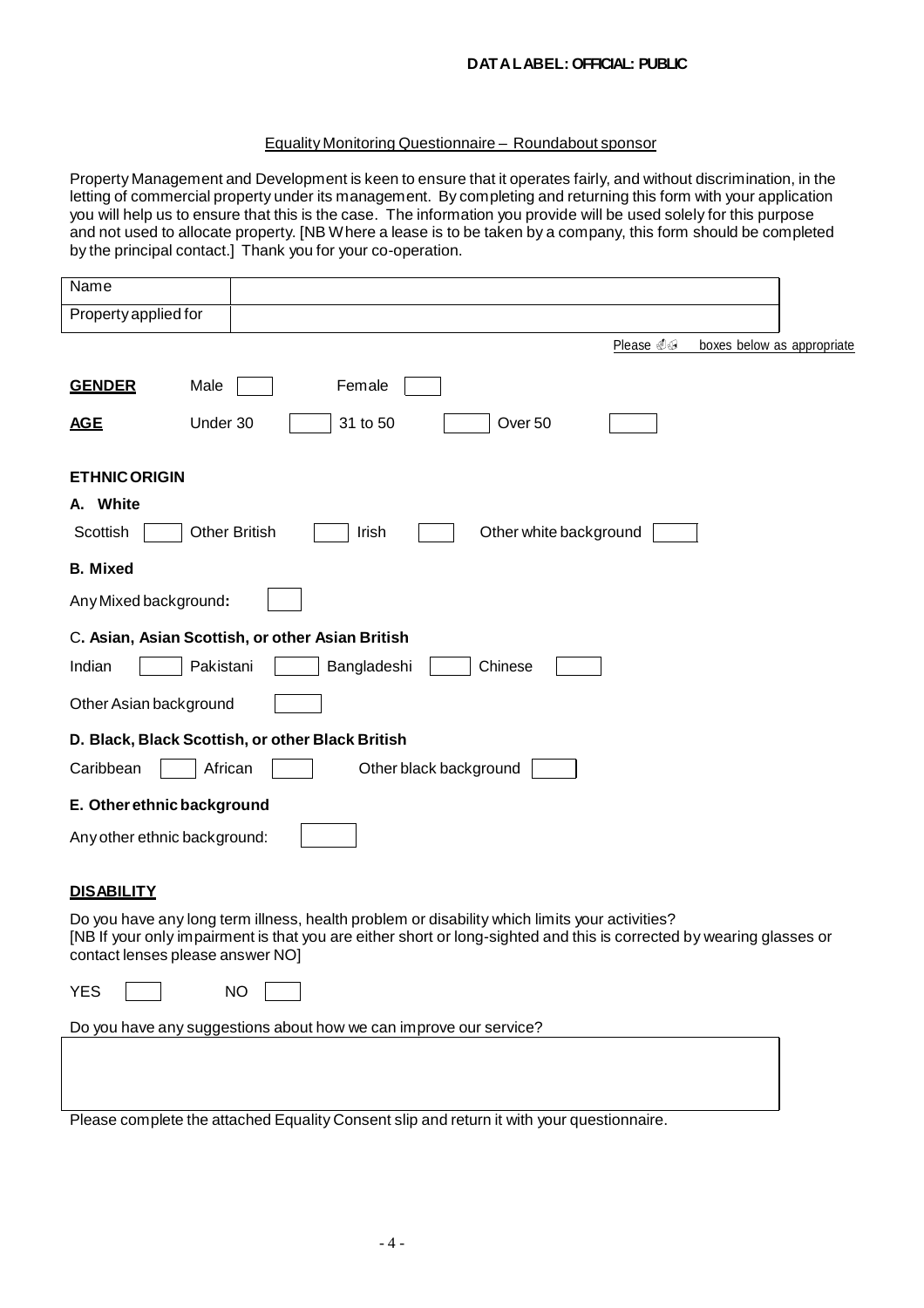**DATA LABEL: OFFICIAL: PUBLIC**

Equality Monitoring Questionnaire – Roundabout sponsor

Property Management and Development is keen to ensure that it operates fairly, and without discrimination, in the letting of commercial property under its management. By completing and returning this form with your application you will help us to ensure that this is the case. The information you provide will be used solely for this purpose and not used to allocate property. [NB Where a lease is to be taken by a company, this form should be completed by the principal contact.] Thank you for your co-operation.

| Name | |
|---|---|
| Property applied for | |

Please ✓ boxes below as appropriate

**GENDER** Male ☐ Female ☐

**AGE** Under 30 ☐ 31 to 50 ☐ Over 50 ☐

**ETHNIC ORIGIN**

**A. White**

Scottish ☐ Other British ☐ Irish ☐ Other white background ☐

**B. Mixed**

Any Mixed background**:** ☐

C**. Asian, Asian Scottish, or other Asian British**

Indian ☐ Pakistani ☐ Bangladeshi ☐ Chinese ☐

Other Asian background ☐

**D. Black, Black Scottish, or other Black British**

Caribbean ☐ African ☐ Other black background ☐

**E. Other ethnic background**

Any other ethnic background: ☐

**DISABILITY**

Do you have any long term illness, health problem or disability which limits your activities?
[NB If your only impairment is that you are either short or long-sighted and this is corrected by wearing glasses or contact lenses please answer NO]

YES ☐ NO ☐

Do you have any suggestions about how we can improve our service?

| |
|---|
| |

Please complete the attached Equality Consent slip and return it with your questionnaire.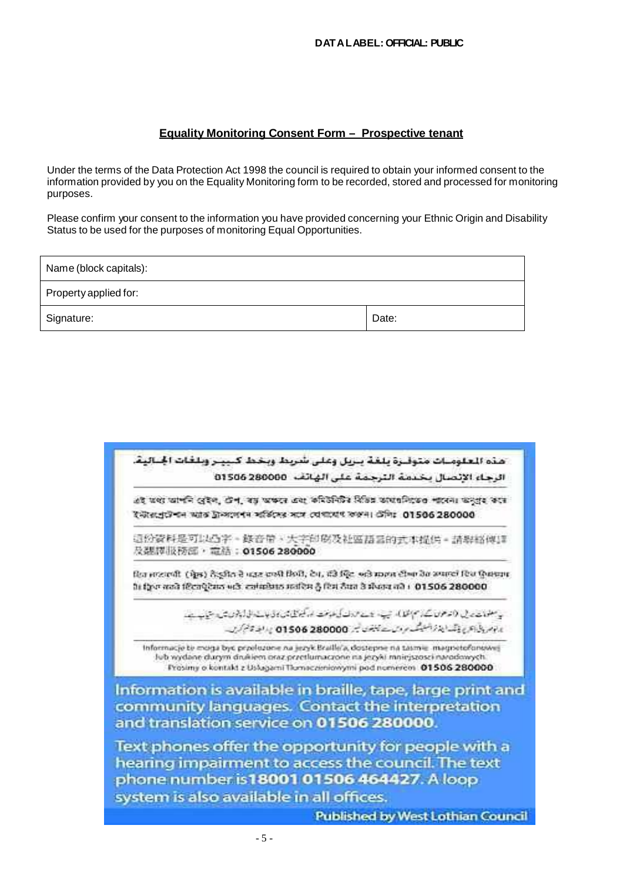DATA LABEL: OFFICIAL: PUBLIC

## Equality Monitoring Consent Form – Prospective tenant

Under the terms of the Data Protection Act 1998 the council is required to obtain your informed consent to the information provided by you on the Equality Monitoring form to be recorded, stored and processed for monitoring purposes.

Please confirm your consent to the information you have provided concerning your Ethnic Origin and Disability Status to be used for the purposes of monitoring Equal Opportunities.

| | |
|---|---|
| Name (block capitals): | |
| Property applied for: | |
| Signature: | Date: |

هذه المعلومات متوفرة بلغة بريل وعلى شريط وبخط كبير وبلغات الجالية. الرجاء الإتصال بخدمة الترجمة على الهاتف 01506 280000

এই তথ্য আপনি ব্রেইল, টেপ, বড় অক্ষরে এবং কমিউনিটির বিভিন্ন ভাষাগুলিতেও পাবেন। অনুগ্রহ করে ইন্টারপ্রেটেশন অ্যান্ড ট্রান্সলেশন সার্ভিসের সাথে যোগাযোগ করুন। ফোন: 01506 280000

這份資料是可以凸字、錄音帶、大字印刷及社區語言的式來提供。請聯絡傳譯及翻譯服務部，電話：01506 280000

ਇਹ ਜਾਣਕਾਰੀ (ਬ੍ਰੇਲ) ਨੇਤ੍ਰਹੀਨ ਦੇ ਪੜ੍ਹਣ ਵਾਲੀ ਲਿਪੀ, ਟੇਪ, ਵੱਡੇ ਪ੍ਰਿੰਟ ਅਤੇ ਸਮਾਜ ਦੀਆਂ ਹੋਰ ਭਾਸ਼ਾਵਾਂ ਵਿਚ ਉਪਲਬਧ ਹੈ। ਕ੍ਰਿਪਾ ਕਰਕੇ ਇੰਟਰਪ੍ਰੇਟੇਸ਼ਨ ਅਤੇ ਟਰਾਂਸਲੇਸ਼ਨ ਸਰਵਿਸ ਨੂੰ ਇਸ ਨੰਬਰ ਤੇ ਸੰਪਰਕ ਕਰੋ। 01506 280000

یہ معلومات بریل (اندھوں کے رسم الخط) ٹیپ، بڑے حروف کی طباعت اور کمیونٹی کی بولی جانے والی زبانوں میں دستیاب ہے۔ براہ مہربانی انٹرپریٹیشن اینڈ ٹرانسلیشن سروس سے ٹیلیفون نمبر 01506 280000 پر رابطہ قائم کریں۔

Informacje te mogą być przełożone na język Braille'a, dostępne na taśmie magnetofonowej lub wydane dużym drukiem oraz przetłumaczone na języki mniejszości narodowych. Prosimy o kontakt z Usługami Tłumaczeniowymi pod numerem 01506 280000

**Information is available in braille, tape, large print and community languages. Contact the interpretation and translation service on 01506 280000.**

**Text phones offer the opportunity for people with a hearing impairment to access the council. The text phone number is 18001 01506 464427. A loop system is also available in all offices.**

Published by West Lothian Council